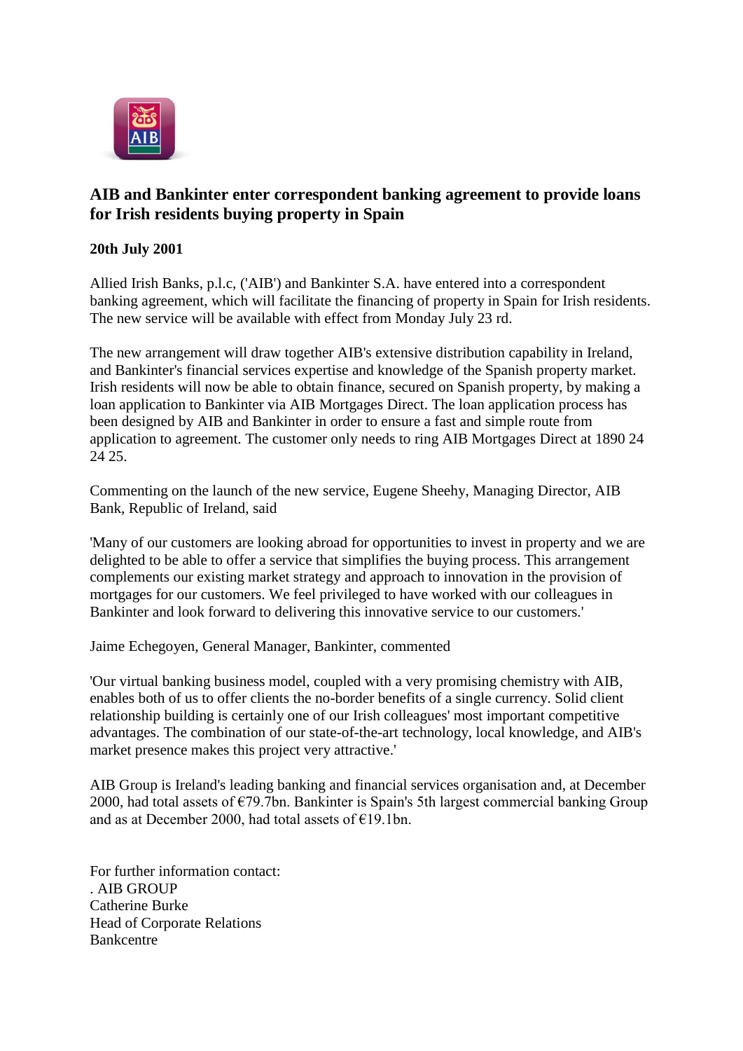## AIB and Bankinter enter correspondent banking agreement to provide loans for Irish residents buying property in Spain

**20th July 2001**

Allied Irish Banks, p.l.c, ('AIB') and Bankinter S.A. have entered into a correspondent banking agreement, which will facilitate the financing of property in Spain for Irish residents. The new service will be available with effect from Monday July 23 rd.

The new arrangement will draw together AIB's extensive distribution capability in Ireland, and Bankinter's financial services expertise and knowledge of the Spanish property market. Irish residents will now be able to obtain finance, secured on Spanish property, by making a loan application to Bankinter via AIB Mortgages Direct. The loan application process has been designed by AIB and Bankinter in order to ensure a fast and simple route from application to agreement. The customer only needs to ring AIB Mortgages Direct at 1890 24 24 25.

Commenting on the launch of the new service, Eugene Sheehy, Managing Director, AIB Bank, Republic of Ireland, said

'Many of our customers are looking abroad for opportunities to invest in property and we are delighted to be able to offer a service that simplifies the buying process. This arrangement complements our existing market strategy and approach to innovation in the provision of mortgages for our customers. We feel privileged to have worked with our colleagues in Bankinter and look forward to delivering this innovative service to our customers.'

Jaime Echegoyen, General Manager, Bankinter, commented

'Our virtual banking business model, coupled with a very promising chemistry with AIB, enables both of us to offer clients the no-border benefits of a single currency. Solid client relationship building is certainly one of our Irish colleagues' most important competitive advantages. The combination of our state-of-the-art technology, local knowledge, and AIB's market presence makes this project very attractive.'

AIB Group is Ireland's leading banking and financial services organisation and, at December 2000, had total assets of €79.7bn. Bankinter is Spain's 5th largest commercial banking Group and as at December 2000, had total assets of €19.1bn.

For further information contact:
. AIB GROUP
Catherine Burke
Head of Corporate Relations
Bankcentre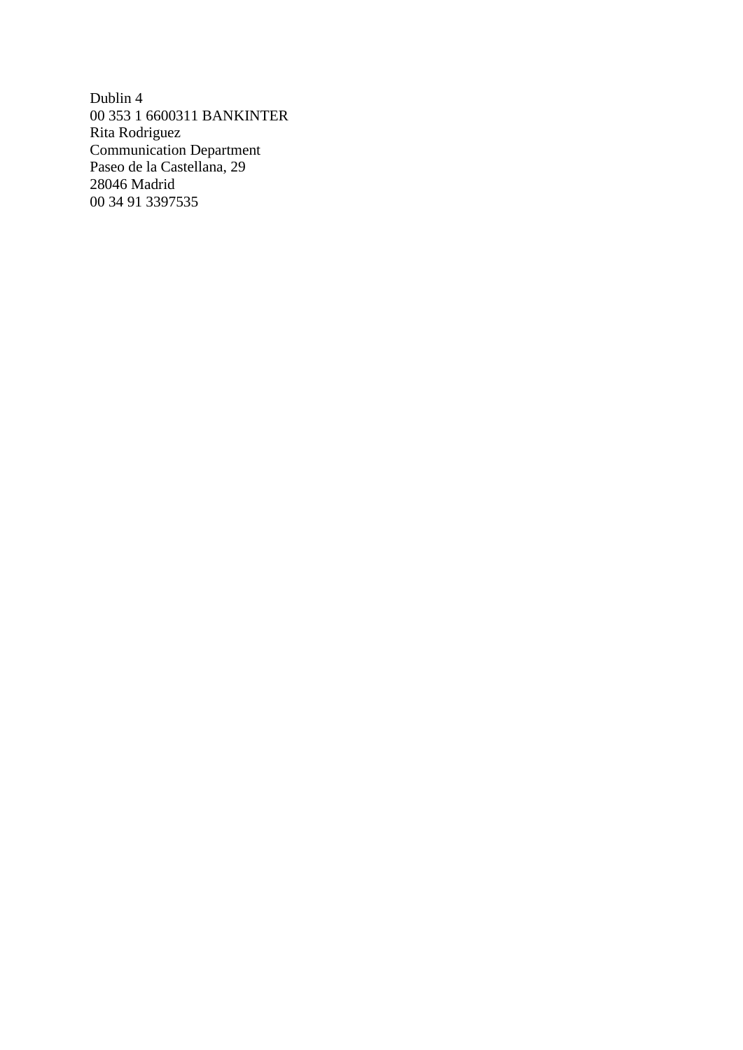Dublin 4
00 353 1 6600311 BANKINTER
Rita Rodriguez
Communication Department
Paseo de la Castellana, 29
28046 Madrid
00 34 91 3397535